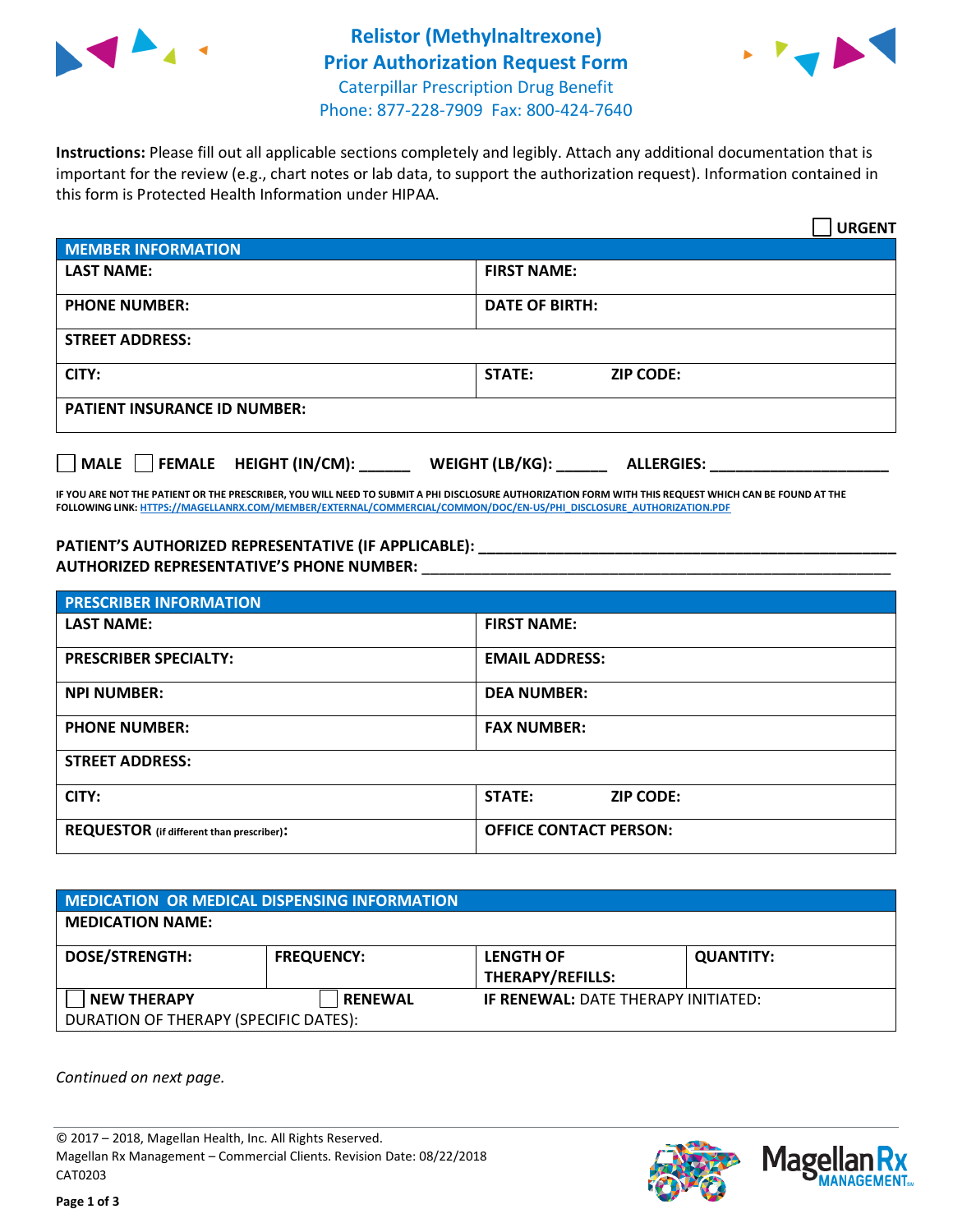# Relistor (Methylnaltrexone) Prior Authorization Request Form

Caterpillar Prescription Drug Benefit
Phone: 877-228-7909 Fax: 800-424-7640

**Instructions:** Please fill out all applicable sections completely and legibly. Attach any additional documentation that is important for the review (e.g., chart notes or lab data, to support the authorization request). Information contained in this form is Protected Health Information under HIPAA.

☐ **URGENT**

| MEMBER INFORMATION | |
|---|---|
| **LAST NAME:** | **FIRST NAME:** |
| **PHONE NUMBER:** | **DATE OF BIRTH:** |
| **STREET ADDRESS:** | |
| **CITY:** | **STATE:** **ZIP CODE:** |
| **PATIENT INSURANCE ID NUMBER:** | |

☐ **MALE** ☐ **FEMALE** **HEIGHT (IN/CM):** ______ **WEIGHT (LB/KG):** ______ **ALLERGIES:** ____________________

**IF YOU ARE NOT THE PATIENT OR THE PRESCRIBER, YOU WILL NEED TO SUBMIT A PHI DISCLOSURE AUTHORIZATION FORM WITH THIS REQUEST WHICH CAN BE FOUND AT THE FOLLOWING LINK: HTTPS://MAGELLANRX.COM/MEMBER/EXTERNAL/COMMERCIAL/COMMON/DOC/EN-US/PHI_DISCLOSURE_AUTHORIZATION.PDF**

**PATIENT'S AUTHORIZED REPRESENTATIVE (IF APPLICABLE):** ________________________________
**AUTHORIZED REPRESENTATIVE'S PHONE NUMBER:** ________________________________

| PRESCRIBER INFORMATION | |
|---|---|
| **LAST NAME:** | **FIRST NAME:** |
| **PRESCRIBER SPECIALTY:** | **EMAIL ADDRESS:** |
| **NPI NUMBER:** | **DEA NUMBER:** |
| **PHONE NUMBER:** | **FAX NUMBER:** |
| **STREET ADDRESS:** | |
| **CITY:** | **STATE:** **ZIP CODE:** |
| **REQUESTOR** (if different than prescriber)**:** | **OFFICE CONTACT PERSON:** |

| MEDICATION OR MEDICAL DISPENSING INFORMATION | | | |
|---|---|---|---|
| **MEDICATION NAME:** | | | |
| **DOSE/STRENGTH:** | **FREQUENCY:** | **LENGTH OF THERAPY/REFILLS:** | **QUANTITY:** |
| ☐ **NEW THERAPY** | ☐ **RENEWAL** | **IF RENEWAL:** DATE THERAPY INITIATED: | |
| DURATION OF THERAPY (SPECIFIC DATES): | | | |

*Continued on next page.*

© 2017 – 2018, Magellan Health, Inc. All Rights Reserved.
Magellan Rx Management – Commercial Clients. Revision Date: 08/22/2018
CAT0203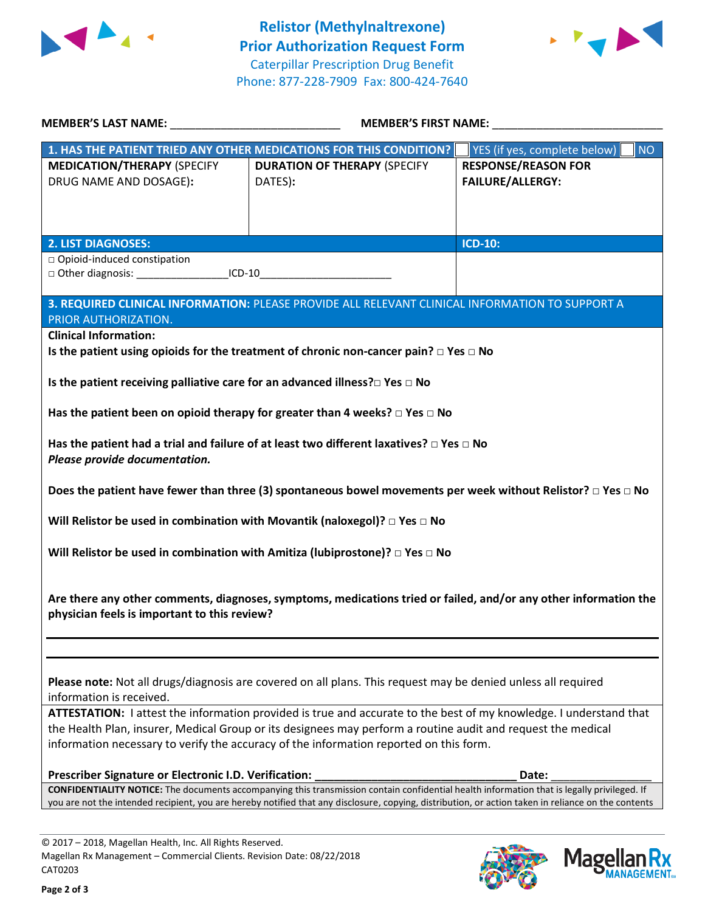# Relistor (Methylnaltrexone) Prior Authorization Request Form

Caterpillar Prescription Drug Benefit
Phone: 877-228-7909 Fax: 800-424-7640

**MEMBER'S LAST NAME:** ___________________________ **MEMBER'S FIRST NAME:** ___________________________

| **1. HAS THE PATIENT TRIED ANY OTHER MEDICATIONS FOR THIS CONDITION?** | | ☐ YES (if yes, complete below) ☐ NO |
|---|---|---|
| **MEDICATION/THERAPY** (SPECIFY DRUG NAME AND DOSAGE): | **DURATION OF THERAPY** (SPECIFY DATES): | **RESPONSE/REASON FOR FAILURE/ALLERGY:** |
| | | |

| **2. LIST DIAGNOSES:** | **ICD-10:** |
|---|---|
| ☐ Opioid-induced constipation<br>☐ Other diagnosis: _______________ICD-10______________________ | |

**3. REQUIRED CLINICAL INFORMATION:** PLEASE PROVIDE ALL RELEVANT CLINICAL INFORMATION TO SUPPORT A PRIOR AUTHORIZATION.

**Clinical Information:**

**Is the patient using opioids for the treatment of chronic non-cancer pain?** ☐ **Yes** ☐ **No**

**Is the patient receiving palliative care for an advanced illness?** ☐ **Yes** ☐ **No**

**Has the patient been on opioid therapy for greater than 4 weeks?** ☐ **Yes** ☐ **No**

**Has the patient had a trial and failure of at least two different laxatives?** ☐ **Yes** ☐ **No**
***Please provide documentation.***

**Does the patient have fewer than three (3) spontaneous bowel movements per week without Relistor?** ☐ **Yes** ☐ **No**

**Will Relistor be used in combination with Movantik (naloxegol)?** ☐ **Yes** ☐ **No**

**Will Relistor be used in combination with Amitiza (lubiprostone)?** ☐ **Yes** ☐ **No**

**Are there any other comments, diagnoses, symptoms, medications tried or failed, and/or any other information the physician feels is important to this review?**

_______________________________________________________________________________

_______________________________________________________________________________

**Please note:** Not all drugs/diagnosis are covered on all plans. This request may be denied unless all required information is received.

**ATTESTATION:** I attest the information provided is true and accurate to the best of my knowledge. I understand that the Health Plan, insurer, Medical Group or its designees may perform a routine audit and request the medical information necessary to verify the accuracy of the information reported on this form.

**Prescriber Signature or Electronic I.D. Verification:** ________________________________ **Date:** ________________

**CONFIDENTIALITY NOTICE:** The documents accompanying this transmission contain confidential health information that is legally privileged. If you are not the intended recipient, you are hereby notified that any disclosure, copying, distribution, or action taken in reliance on the contents

© 2017 – 2018, Magellan Health, Inc. All Rights Reserved.
Magellan Rx Management – Commercial Clients. Revision Date: 08/22/2018
CAT0203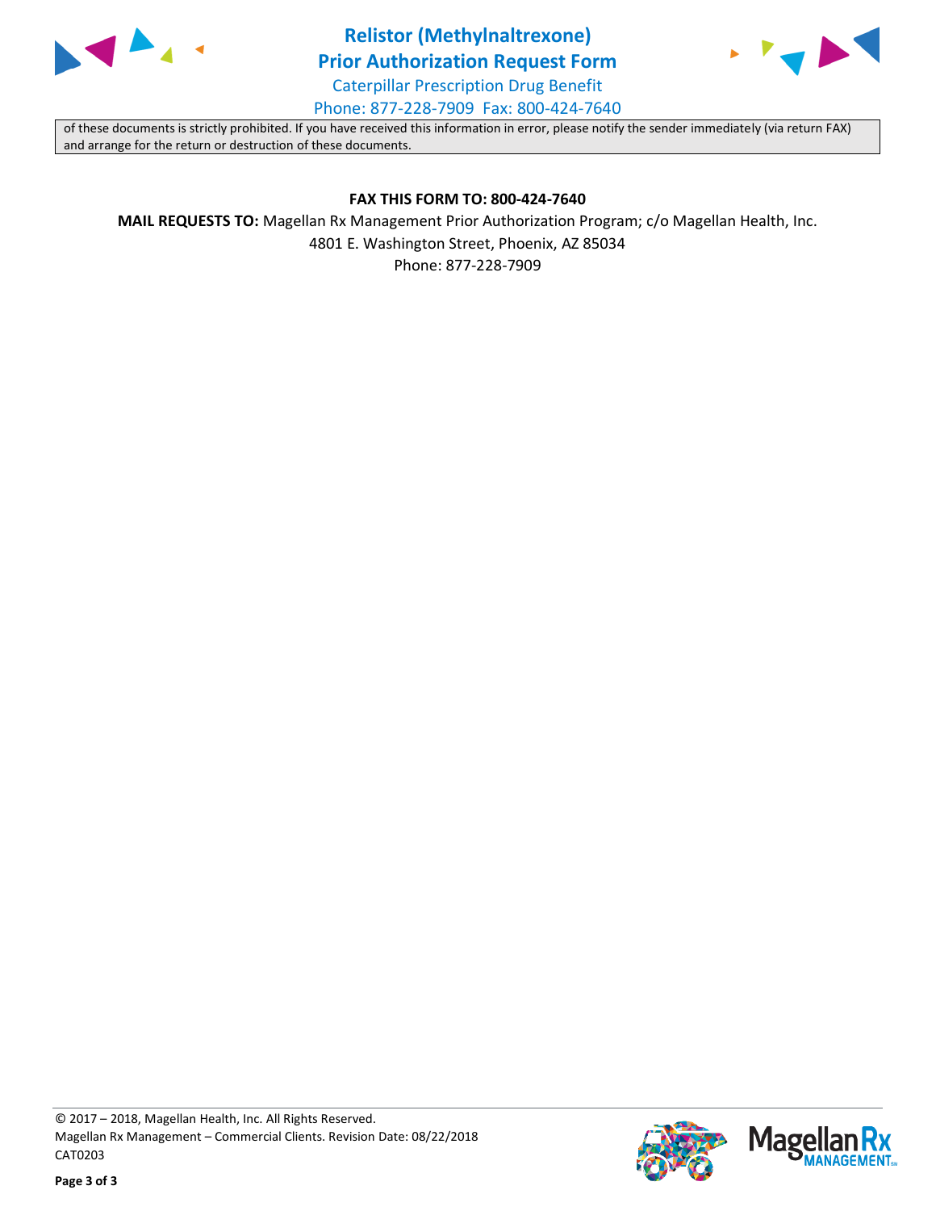of these documents is strictly prohibited. If you have received this information in error, please notify the sender immediately (via return FAX) and arrange for the return or destruction of these documents.

**FAX THIS FORM TO: 800-424-7640**

**MAIL REQUESTS TO:** Magellan Rx Management Prior Authorization Program; c/o Magellan Health, Inc.
4801 E. Washington Street, Phoenix, AZ 85034
Phone: 877-228-7909

© 2017 – 2018, Magellan Health, Inc. All Rights Reserved.
Magellan Rx Management – Commercial Clients. Revision Date: 08/22/2018
CAT0203